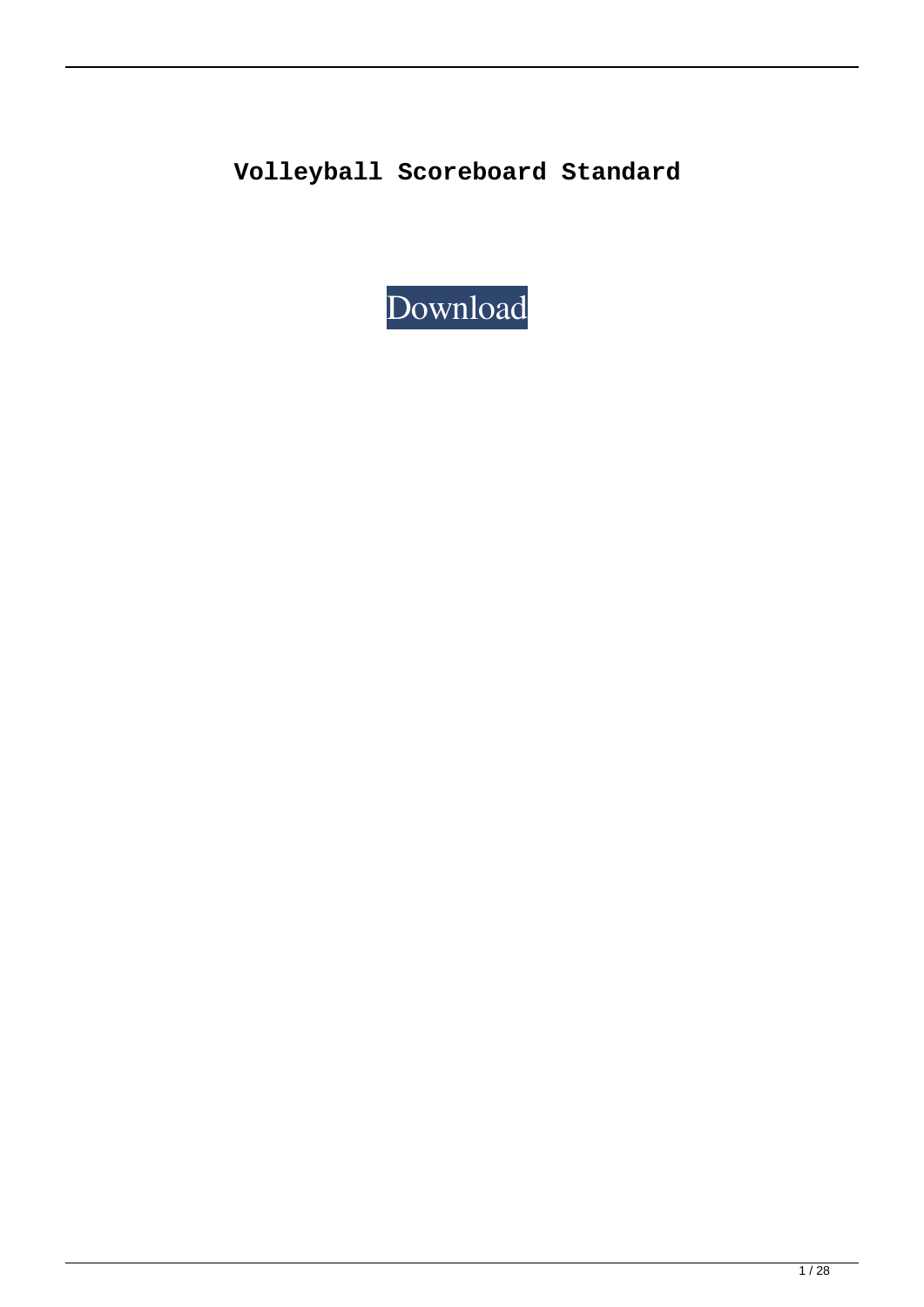**Volleyball Scoreboard Standard**

Download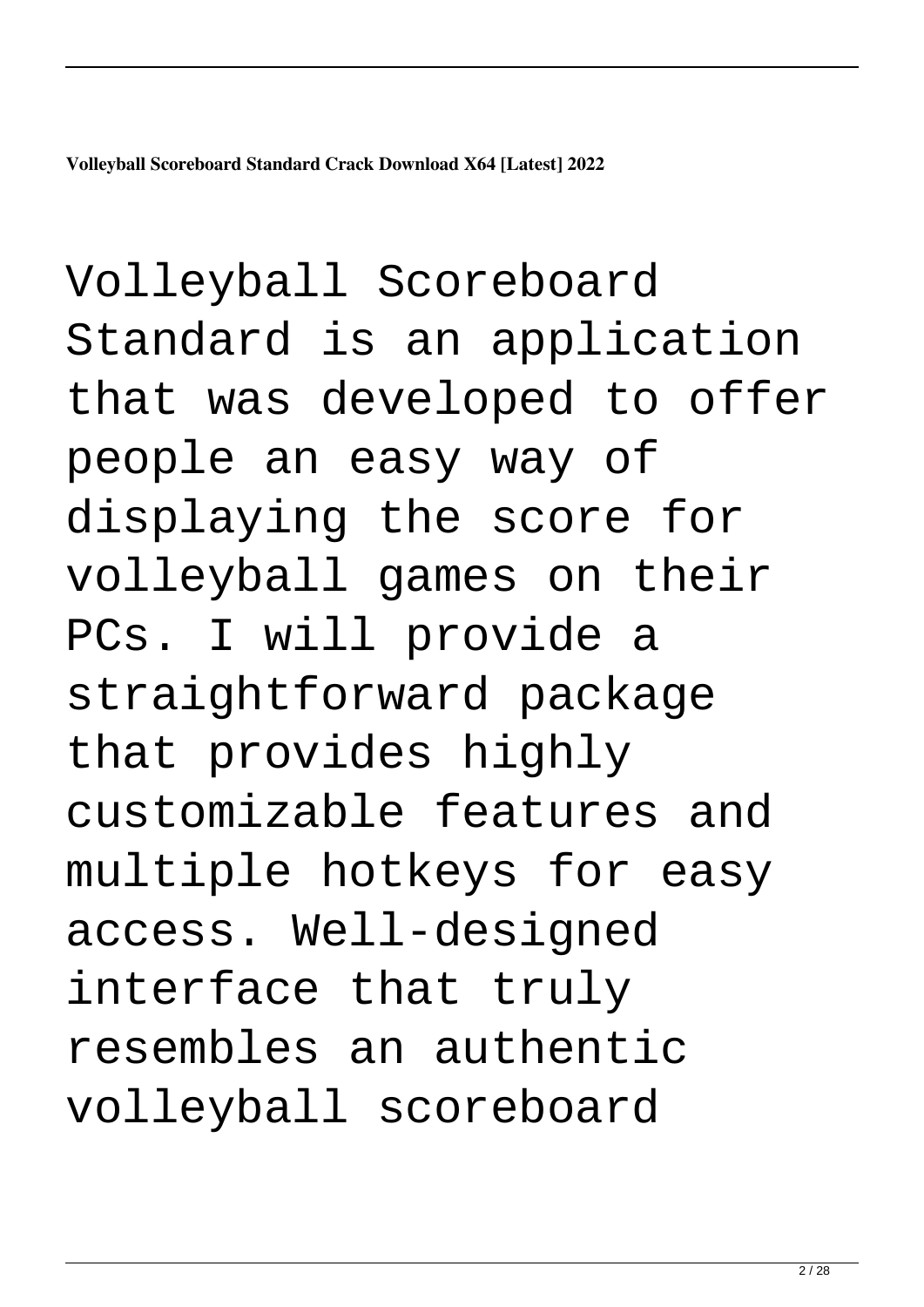**Volleyball Scoreboard Standard Crack Download X64 [Latest] 2022**

Volleyball Scoreboard Standard is an application that was developed to offer people an easy way of displaying the score for volleyball games on their PCs. I will provide a straightforward package that provides highly customizable features and multiple hotkeys for easy access. Well-designed interface that truly resembles an authentic volleyball scoreboard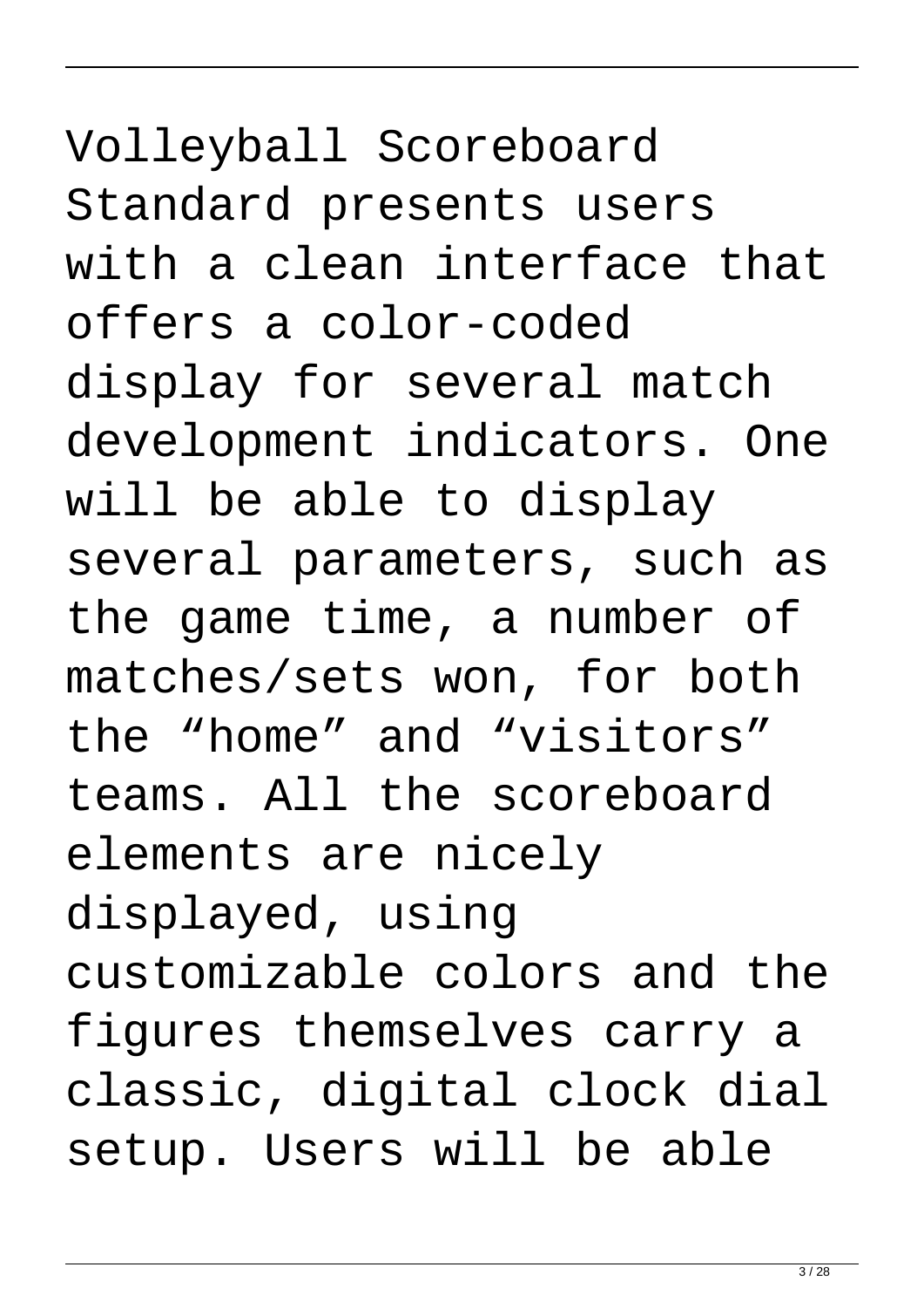Volleyball Scoreboard Standard presents users with a clean interface that offers a color-coded display for several match development indicators. One will be able to display several parameters, such as the game time, a number of matches/sets won, for both the “home” and “visitors” teams. All the scoreboard elements are nicely displayed, using customizable colors and the figures themselves carry a classic, digital clock dial setup. Users will be able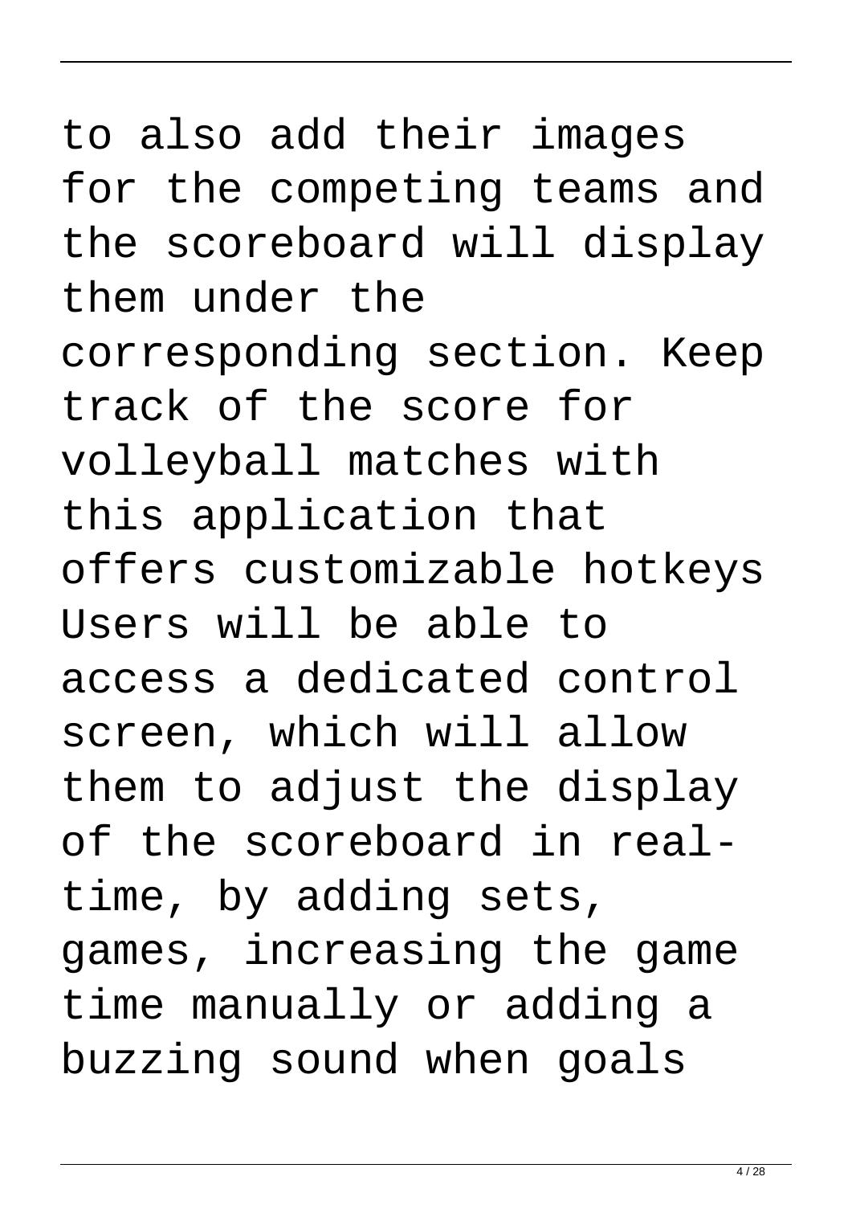to also add their images for the competing teams and the scoreboard will display them under the corresponding section. Keep track of the score for volleyball matches with this application that offers customizable hotkeys Users will be able to access a dedicated control screen, which will allow them to adjust the display of the scoreboard in real-time, by adding sets, games, increasing the game time manually or adding a buzzing sound when goals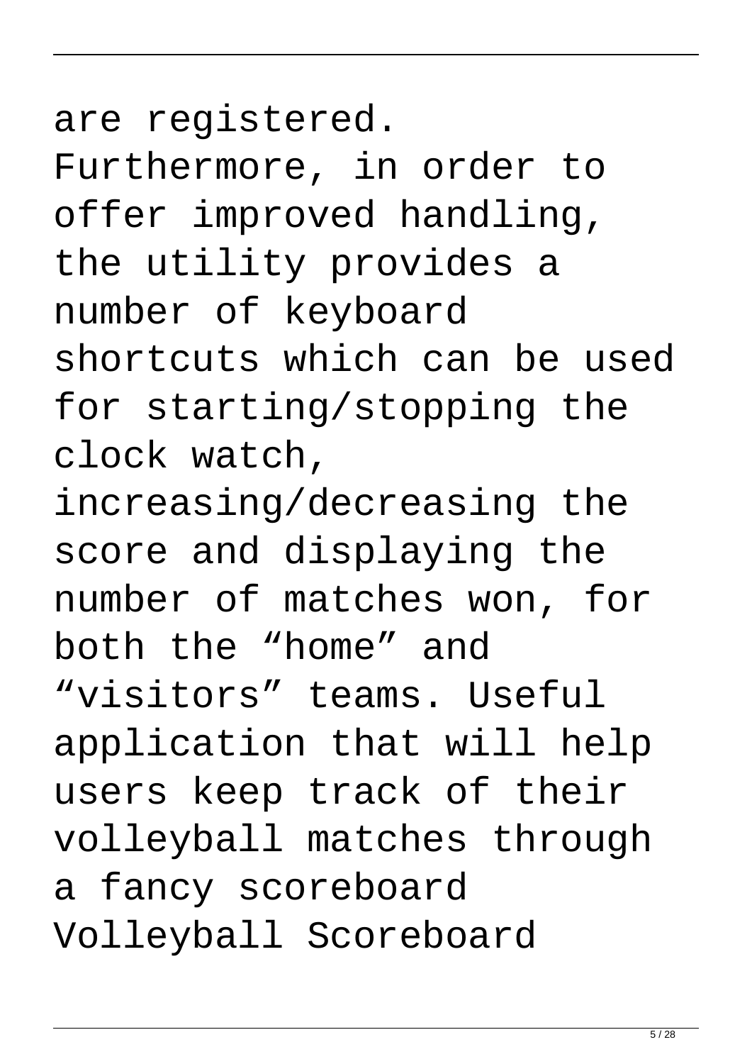are registered. Furthermore, in order to offer improved handling, the utility provides a number of keyboard shortcuts which can be used for starting/stopping the clock watch, increasing/decreasing the score and displaying the number of matches won, for both the “home” and “visitors” teams. Useful application that will help users keep track of their volleyball matches through a fancy scoreboard Volleyball Scoreboard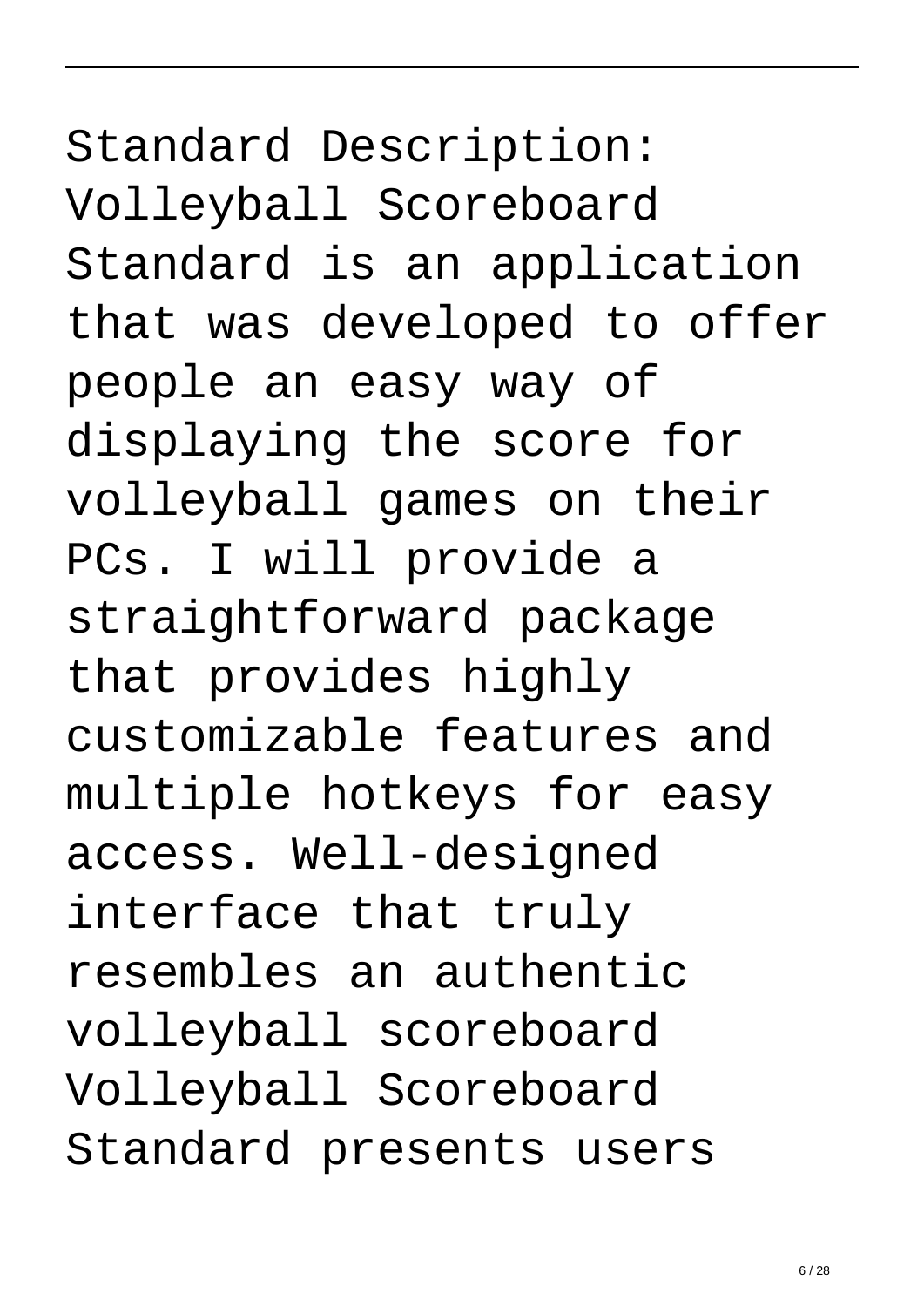Standard Description: Volleyball Scoreboard Standard is an application that was developed to offer people an easy way of displaying the score for volleyball games on their PCs. I will provide a straightforward package that provides highly customizable features and multiple hotkeys for easy access. Well-designed interface that truly resembles an authentic volleyball scoreboard Volleyball Scoreboard Standard presents users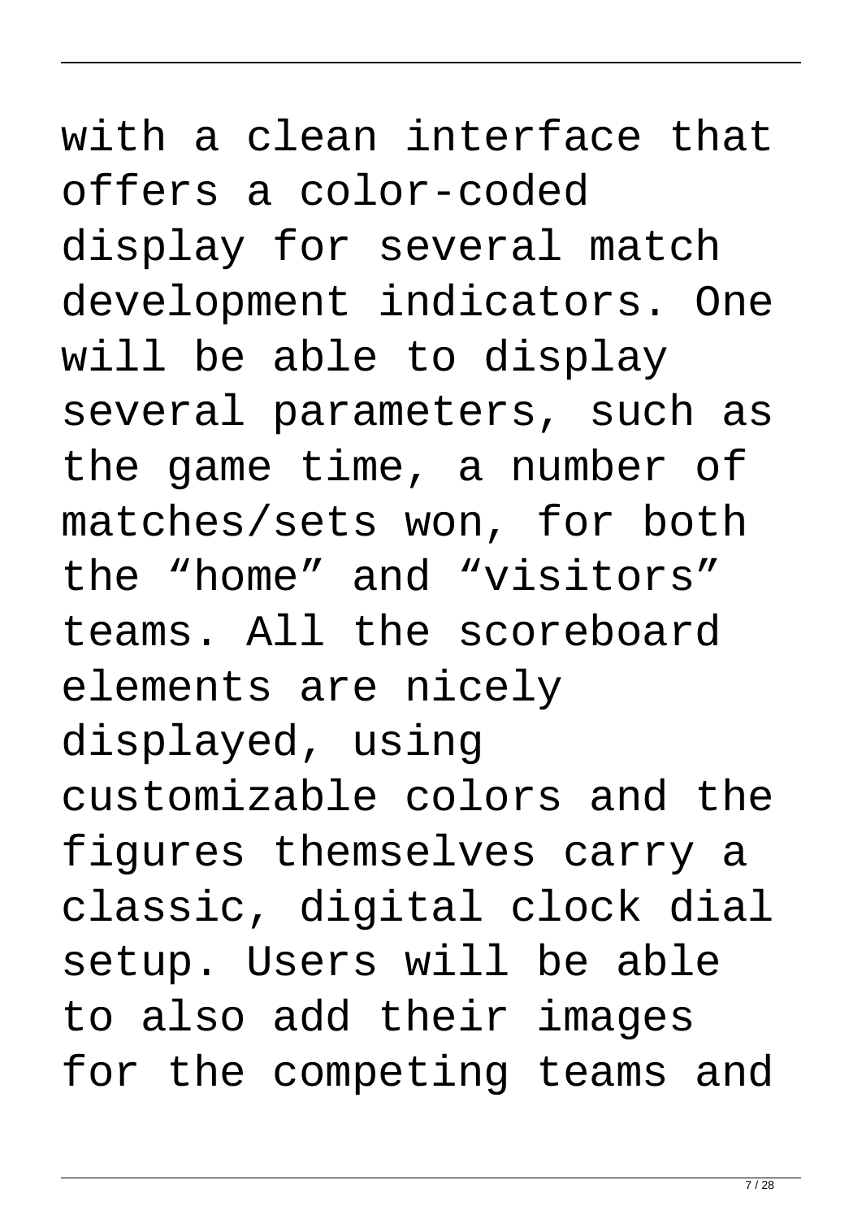with a clean interface that offers a color-coded display for several match development indicators. One will be able to display several parameters, such as the game time, a number of matches/sets won, for both the “home” and “visitors” teams. All the scoreboard elements are nicely displayed, using customizable colors and the figures themselves carry a classic, digital clock dial setup. Users will be able to also add their images for the competing teams and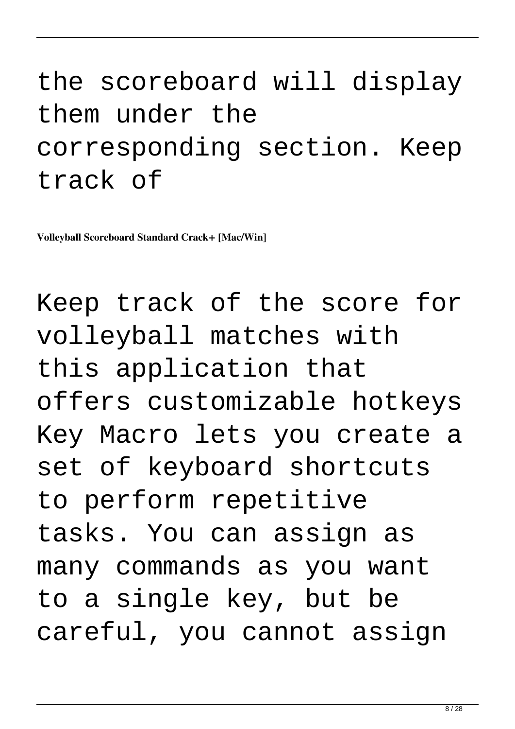the scoreboard will display them under the corresponding section. Keep track of

**Volleyball Scoreboard Standard Crack+ [Mac/Win]**

Keep track of the score for volleyball matches with this application that offers customizable hotkeys Key Macro lets you create a set of keyboard shortcuts to perform repetitive tasks. You can assign as many commands as you want to a single key, but be careful, you cannot assign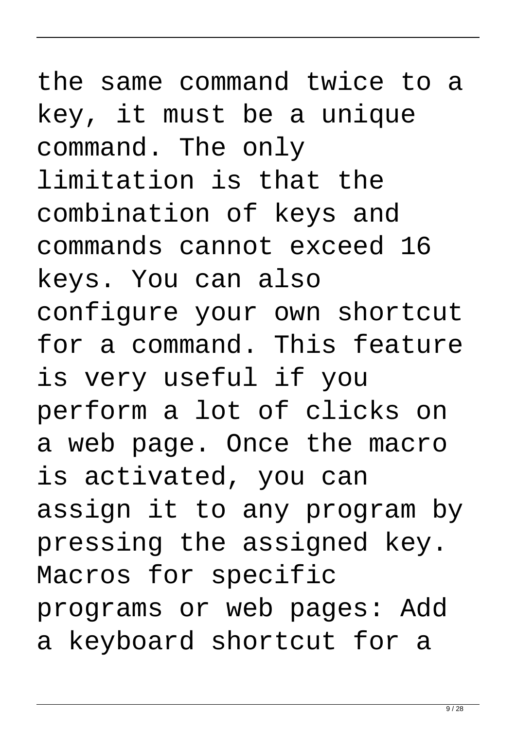the same command twice to a key, it must be a unique command. The only limitation is that the combination of keys and commands cannot exceed 16 keys. You can also configure your own shortcut for a command. This feature is very useful if you perform a lot of clicks on a web page. Once the macro is activated, you can assign it to any program by pressing the assigned key. Macros for specific programs or web pages: Add a keyboard shortcut for a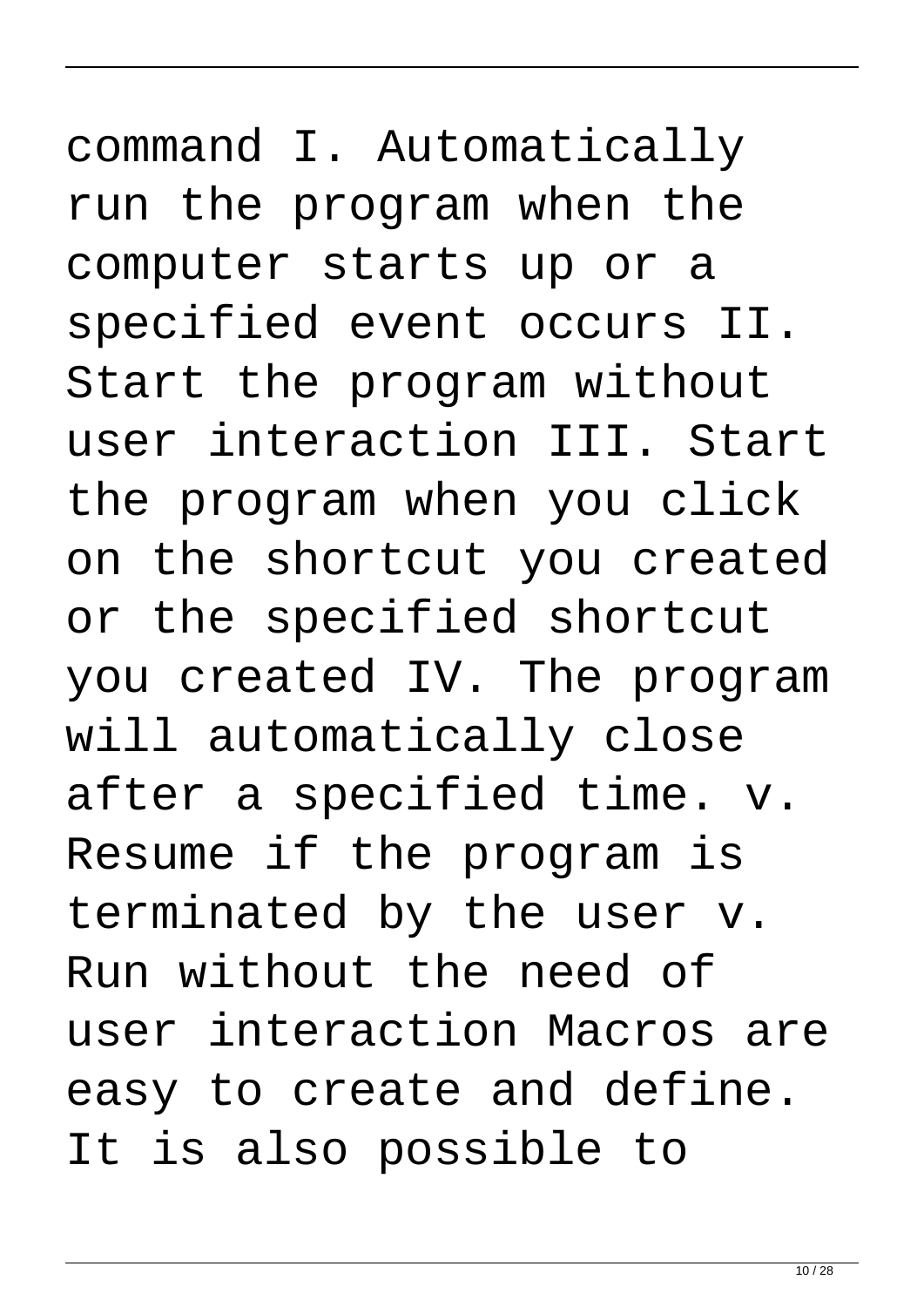command I. Automatically run the program when the computer starts up or a specified event occurs II. Start the program without user interaction III. Start the program when you click on the shortcut you created or the specified shortcut you created IV. The program will automatically close after a specified time. v. Resume if the program is terminated by the user v. Run without the need of user interaction Macros are easy to create and define. It is also possible to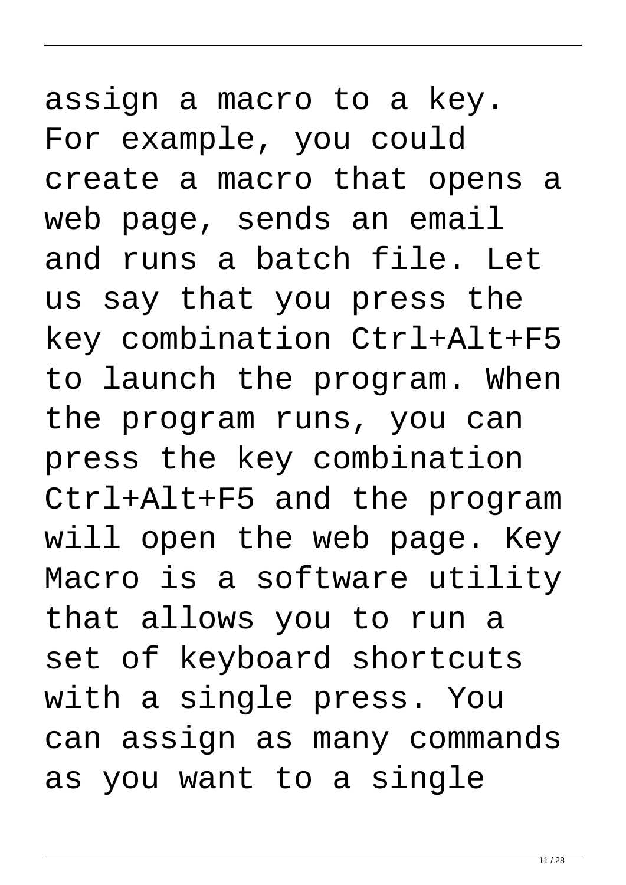assign a macro to a key. For example, you could create a macro that opens a web page, sends an email and runs a batch file. Let us say that you press the key combination Ctrl+Alt+F5 to launch the program. When the program runs, you can press the key combination Ctrl+Alt+F5 and the program will open the web page. Key Macro is a software utility that allows you to run a set of keyboard shortcuts with a single press. You can assign as many commands as you want to a single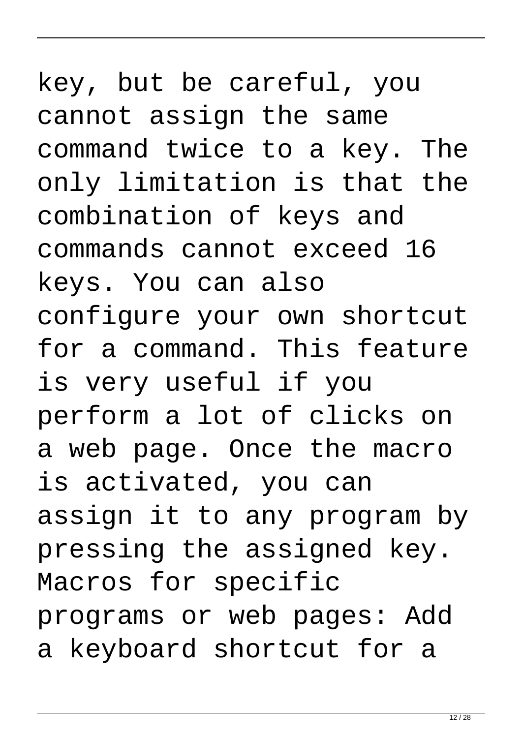key, but be careful, you cannot assign the same command twice to a key. The only limitation is that the combination of keys and commands cannot exceed 16 keys. You can also configure your own shortcut for a command. This feature is very useful if you perform a lot of clicks on a web page. Once the macro is activated, you can assign it to any program by pressing the assigned key. Macros for specific programs or web pages: Add a keyboard shortcut for a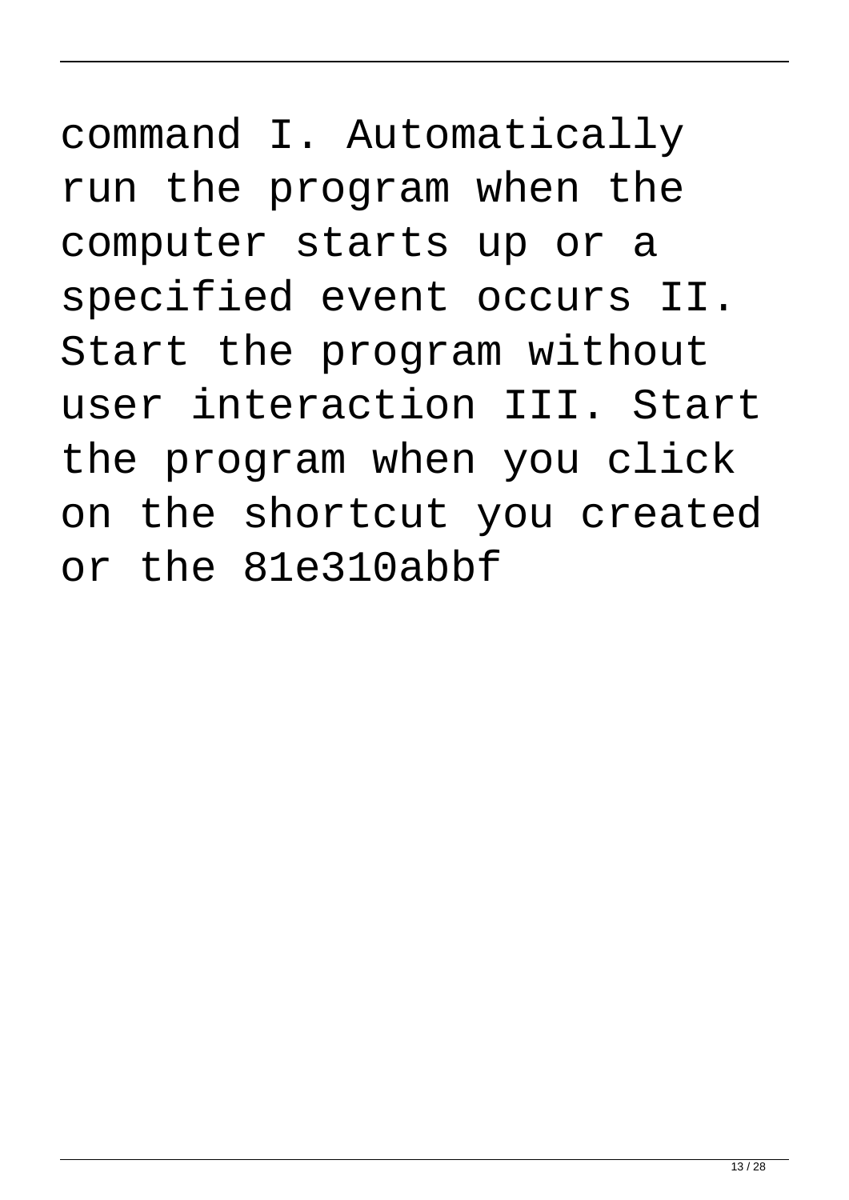command I. Automatically run the program when the computer starts up or a specified event occurs II. Start the program without user interaction III. Start the program when you click on the shortcut you created or the 81e310abbf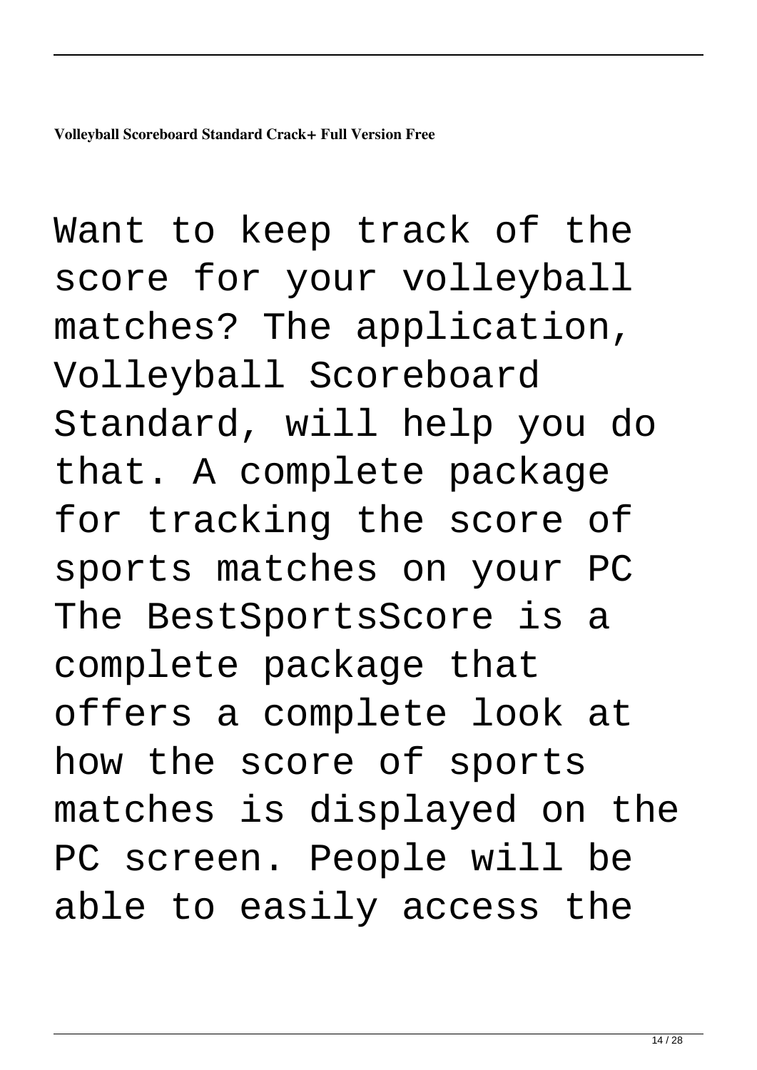**Volleyball Scoreboard Standard Crack+ Full Version Free**

Want to keep track of the score for your volleyball matches? The application, Volleyball Scoreboard Standard, will help you do that. A complete package for tracking the score of sports matches on your PC The BestSportsScore is a complete package that offers a complete look at how the score of sports matches is displayed on the PC screen. People will be able to easily access the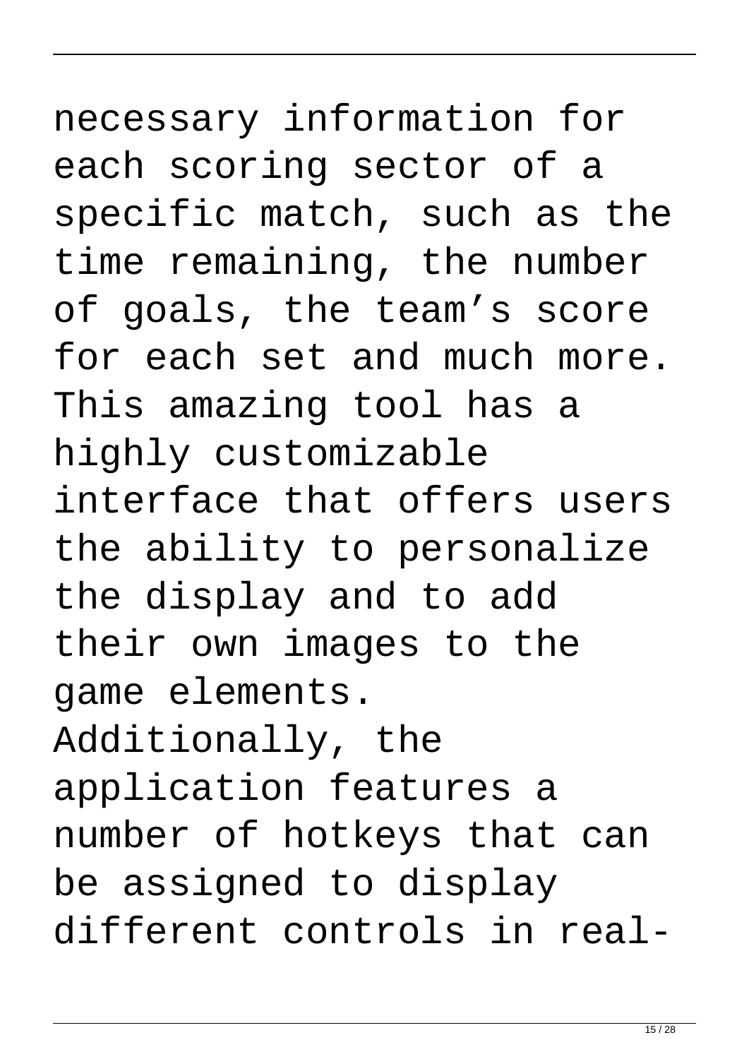necessary information for each scoring sector of a specific match, such as the time remaining, the number of goals, the team’s score for each set and much more. This amazing tool has a highly customizable interface that offers users the ability to personalize the display and to add their own images to the game elements. Additionally, the application features a number of hotkeys that can be assigned to display different controls in real-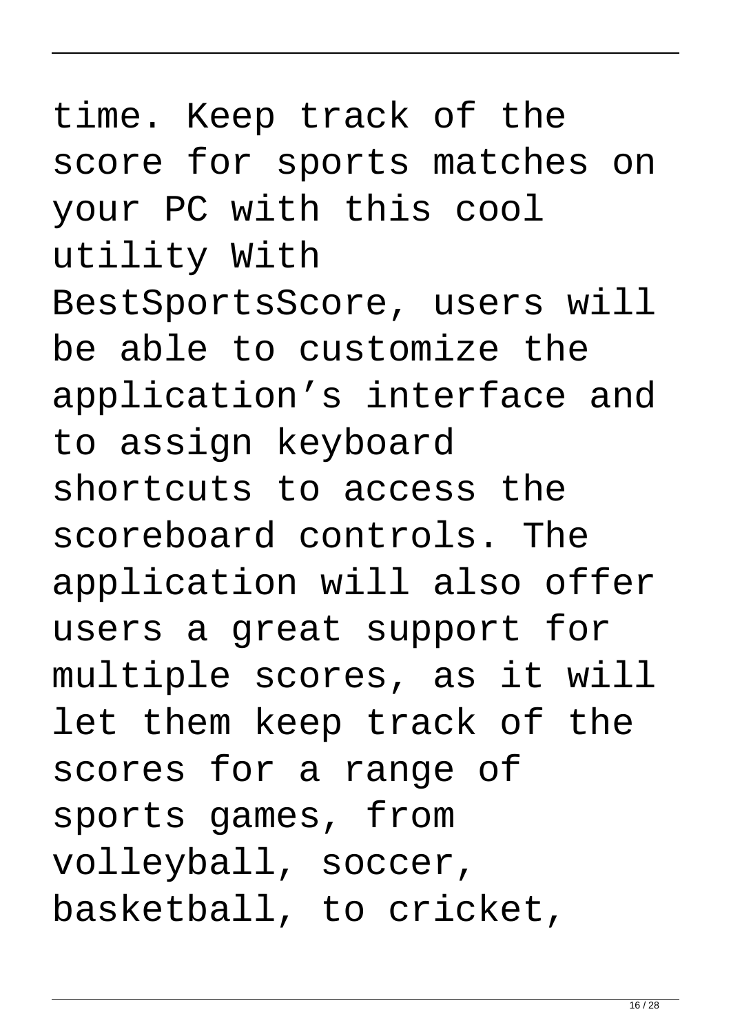time. Keep track of the score for sports matches on your PC with this cool utility With BestSportsScore, users will be able to customize the application’s interface and to assign keyboard shortcuts to access the scoreboard controls. The application will also offer users a great support for multiple scores, as it will let them keep track of the scores for a range of sports games, from volleyball, soccer, basketball, to cricket,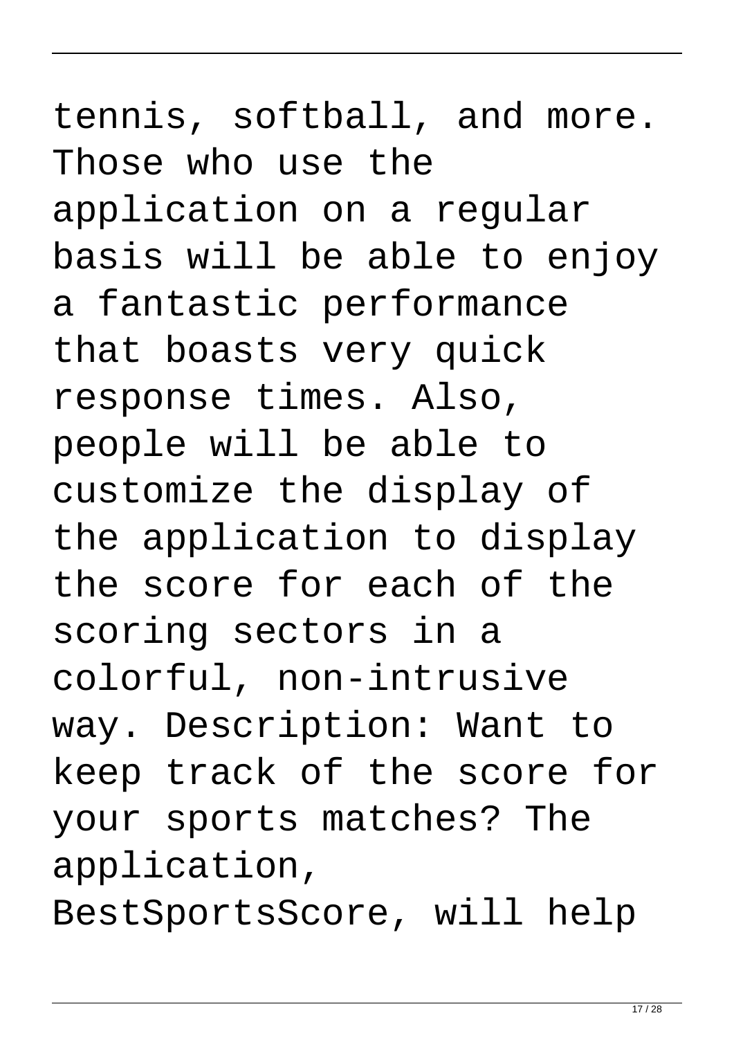tennis, softball, and more. Those who use the application on a regular basis will be able to enjoy a fantastic performance that boasts very quick response times. Also, people will be able to customize the display of the application to display the score for each of the scoring sectors in a colorful, non-intrusive way. Description: Want to keep track of the score for your sports matches? The application, BestSportsScore, will help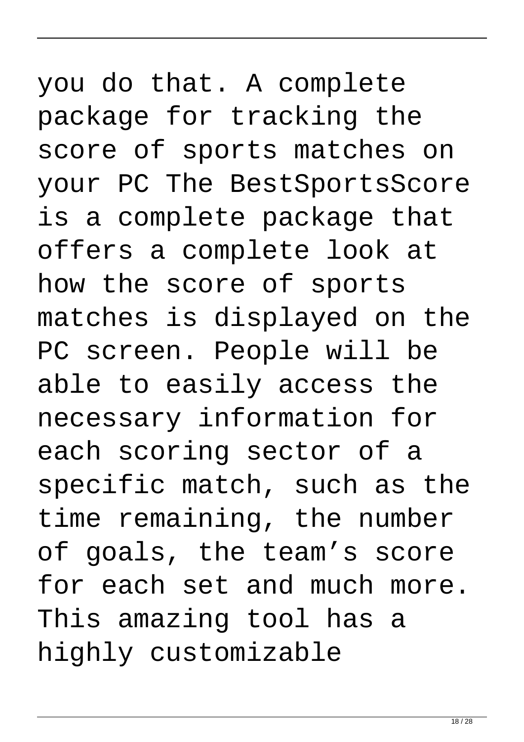you do that. A complete package for tracking the score of sports matches on your PC The BestSportsScore is a complete package that offers a complete look at how the score of sports matches is displayed on the PC screen. People will be able to easily access the necessary information for each scoring sector of a specific match, such as the time remaining, the number of goals, the team’s score for each set and much more. This amazing tool has a highly customizable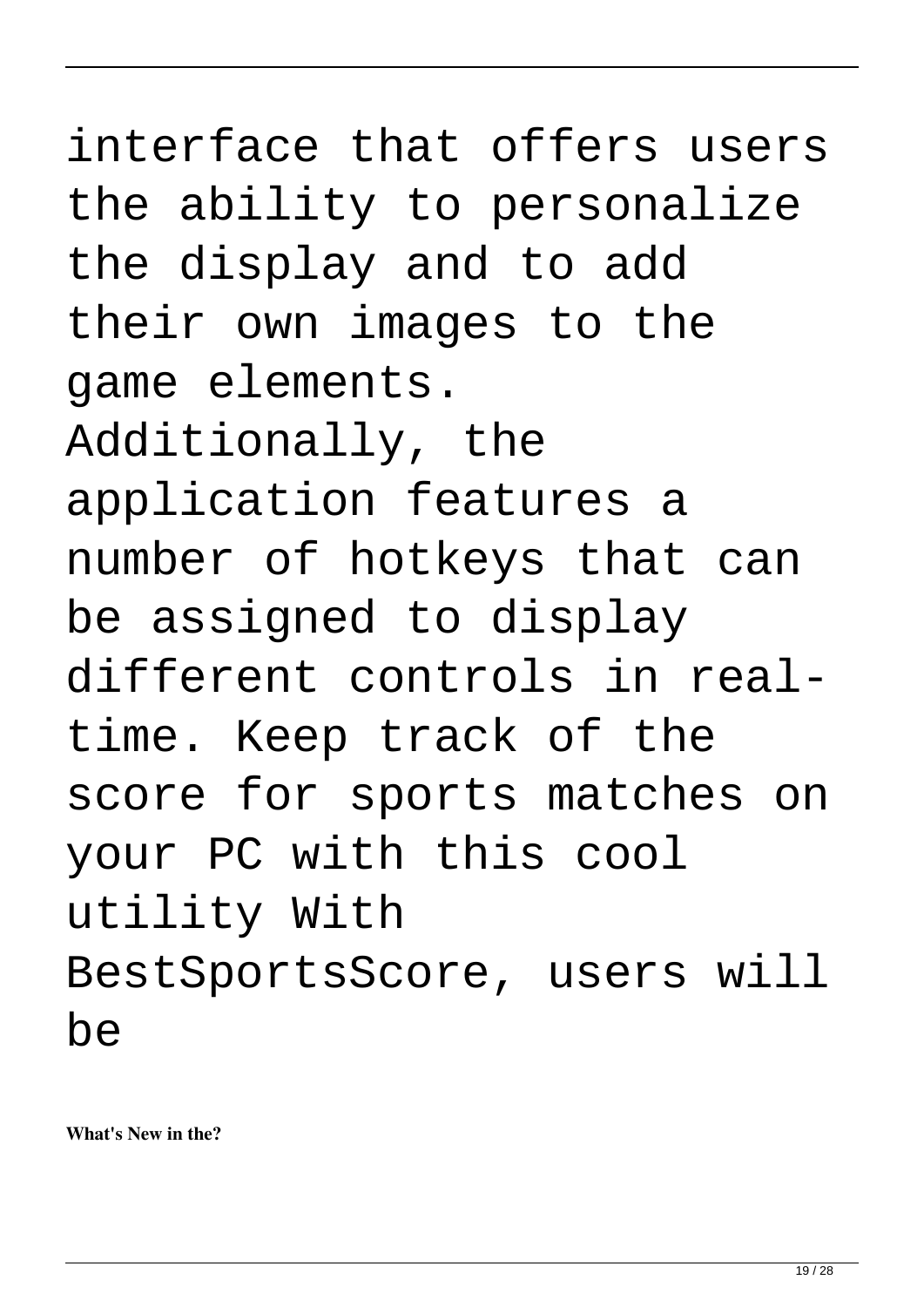interface that offers users the ability to personalize the display and to add their own images to the game elements. Additionally, the application features a number of hotkeys that can be assigned to display different controls in real-time. Keep track of the score for sports matches on your PC with this cool utility With BestSportsScore, users will be

**What's New in the?**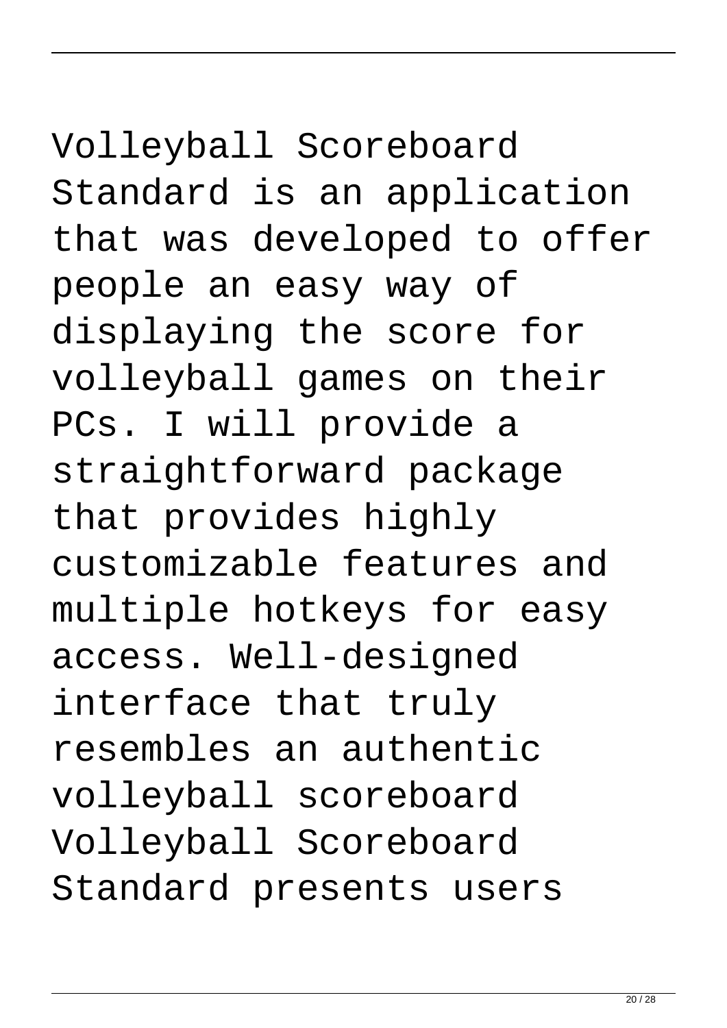Volleyball Scoreboard Standard is an application that was developed to offer people an easy way of displaying the score for volleyball games on their PCs. I will provide a straightforward package that provides highly customizable features and multiple hotkeys for easy access. Well-designed interface that truly resembles an authentic volleyball scoreboard Volleyball Scoreboard Standard presents users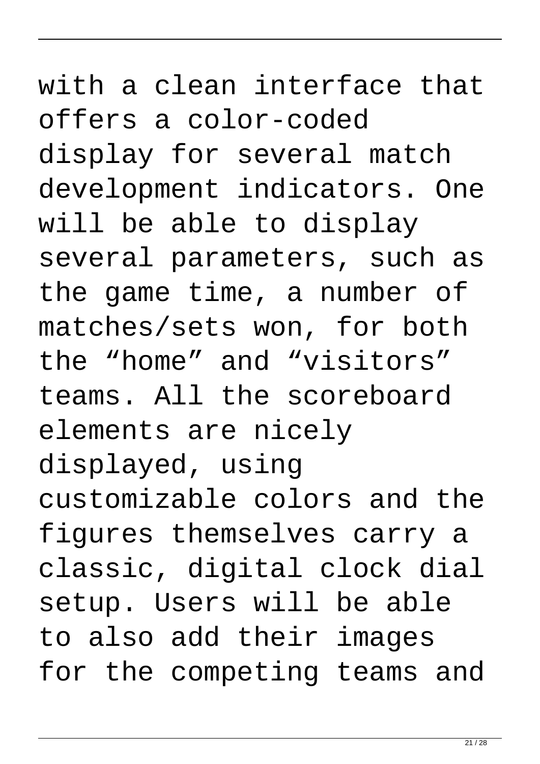with a clean interface that offers a color-coded display for several match development indicators. One will be able to display several parameters, such as the game time, a number of matches/sets won, for both the “home” and “visitors” teams. All the scoreboard elements are nicely displayed, using customizable colors and the figures themselves carry a classic, digital clock dial setup. Users will be able to also add their images for the competing teams and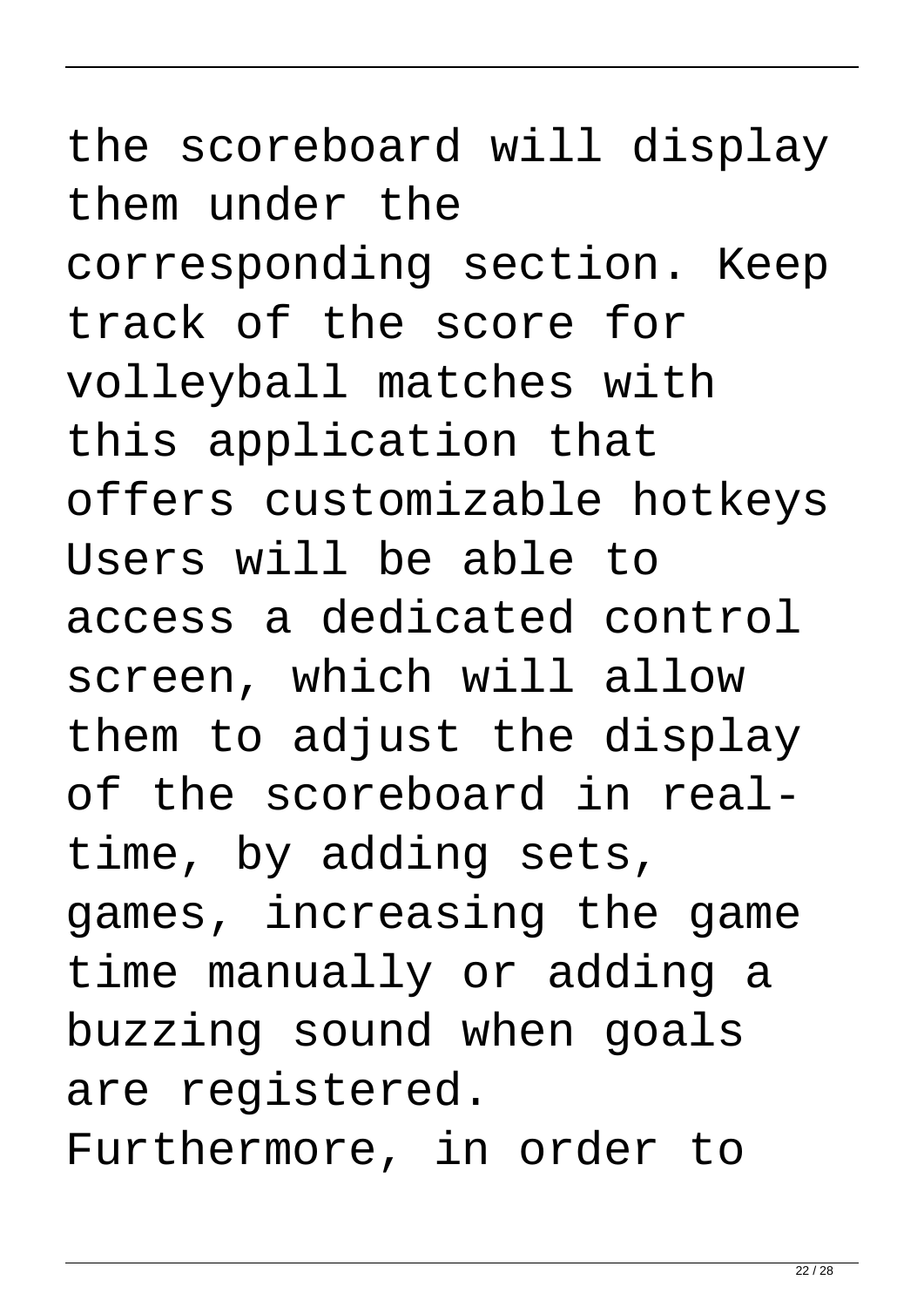the scoreboard will display them under the corresponding section. Keep track of the score for volleyball matches with this application that offers customizable hotkeys Users will be able to access a dedicated control screen, which will allow them to adjust the display of the scoreboard in real-time, by adding sets, games, increasing the game time manually or adding a buzzing sound when goals are registered. Furthermore, in order to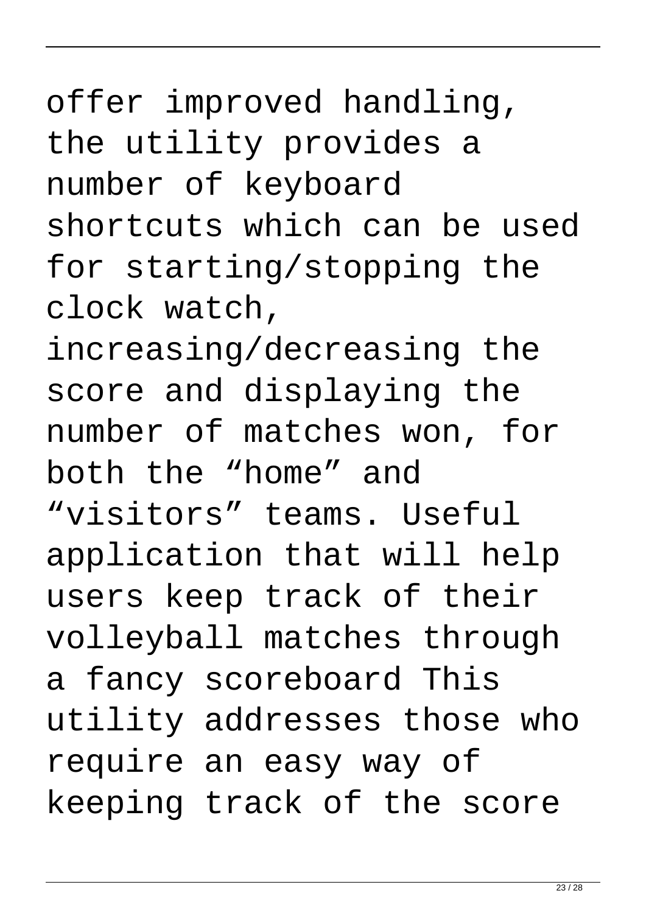offer improved handling, the utility provides a number of keyboard shortcuts which can be used for starting/stopping the clock watch, increasing/decreasing the score and displaying the number of matches won, for both the “home” and “visitors” teams. Useful application that will help users keep track of their volleyball matches through a fancy scoreboard This utility addresses those who require an easy way of keeping track of the score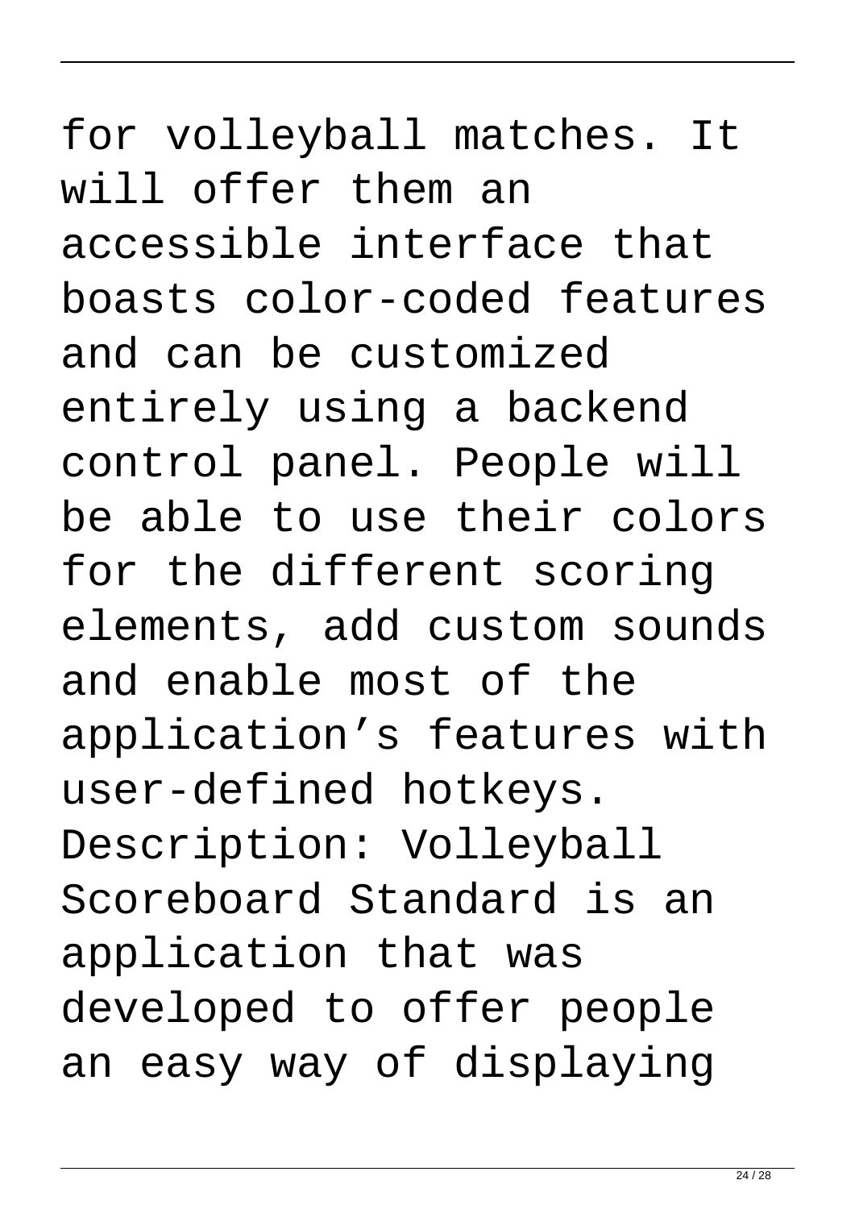for volleyball matches. It will offer them an accessible interface that boasts color-coded features and can be customized entirely using a backend control panel. People will be able to use their colors for the different scoring elements, add custom sounds and enable most of the application's features with user-defined hotkeys. Description: Volleyball Scoreboard Standard is an application that was developed to offer people an easy way of displaying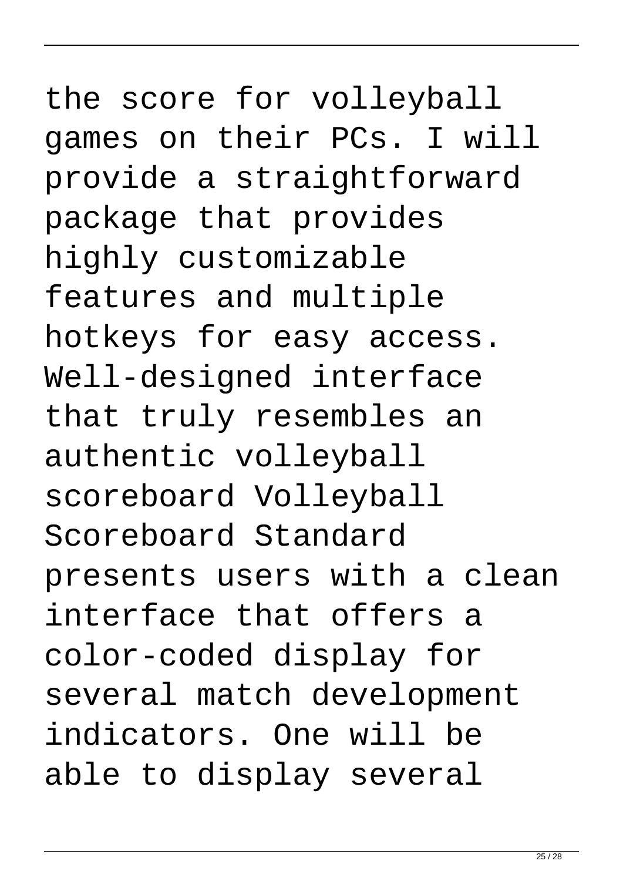the score for volleyball games on their PCs. I will provide a straightforward package that provides highly customizable features and multiple hotkeys for easy access. Well-designed interface that truly resembles an authentic volleyball scoreboard Volleyball Scoreboard Standard presents users with a clean interface that offers a color-coded display for several match development indicators. One will be able to display several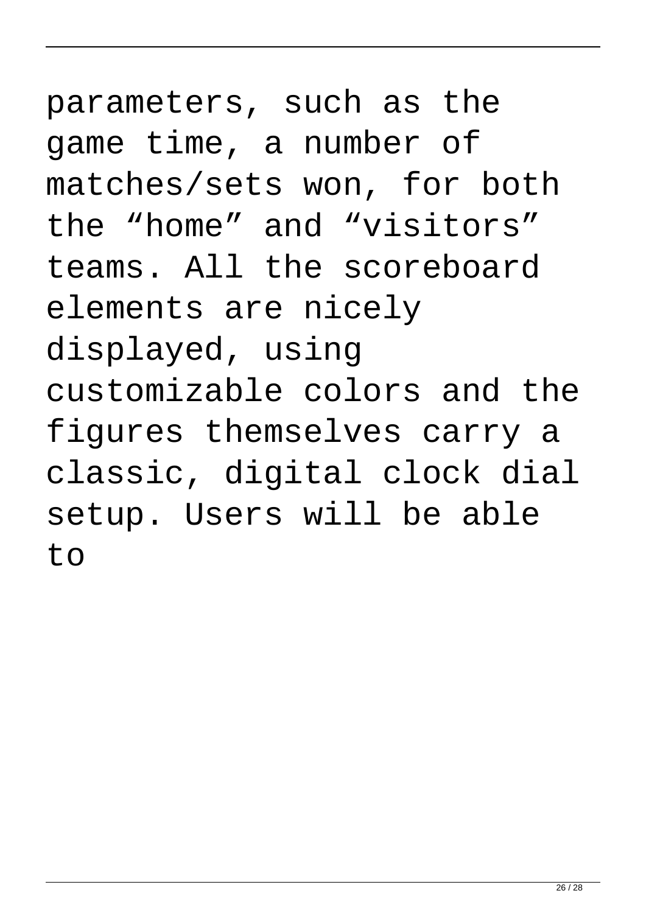parameters, such as the game time, a number of matches/sets won, for both the “home” and “visitors” teams. All the scoreboard elements are nicely displayed, using customizable colors and the figures themselves carry a classic, digital clock dial setup. Users will be able to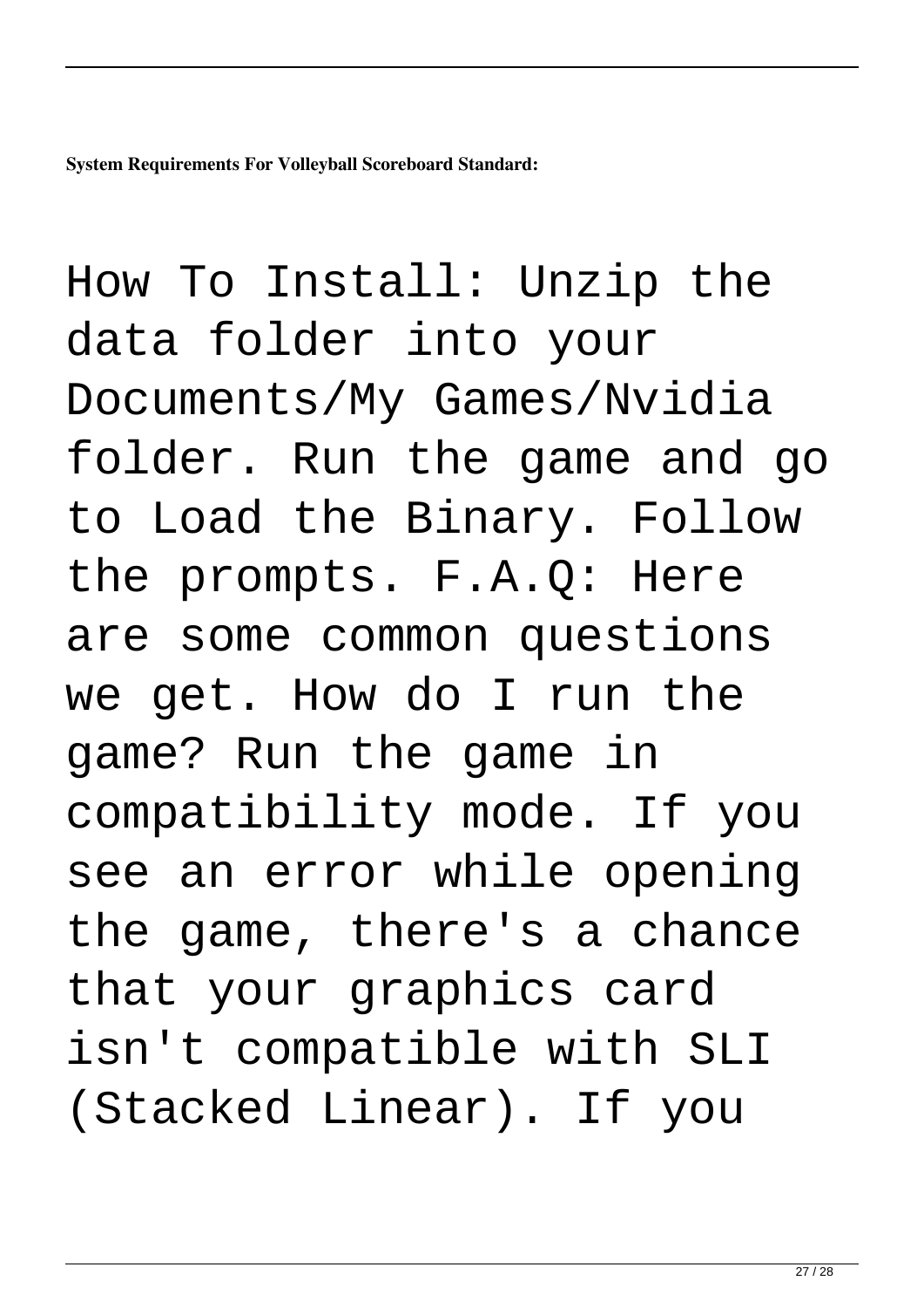**System Requirements For Volleyball Scoreboard Standard:**

How To Install: Unzip the data folder into your Documents/My Games/Nvidia folder. Run the game and go to Load the Binary. Follow the prompts. F.A.Q: Here are some common questions we get. How do I run the game? Run the game in compatibility mode. If you see an error while opening the game, there's a chance that your graphics card isn't compatible with SLI (Stacked Linear). If you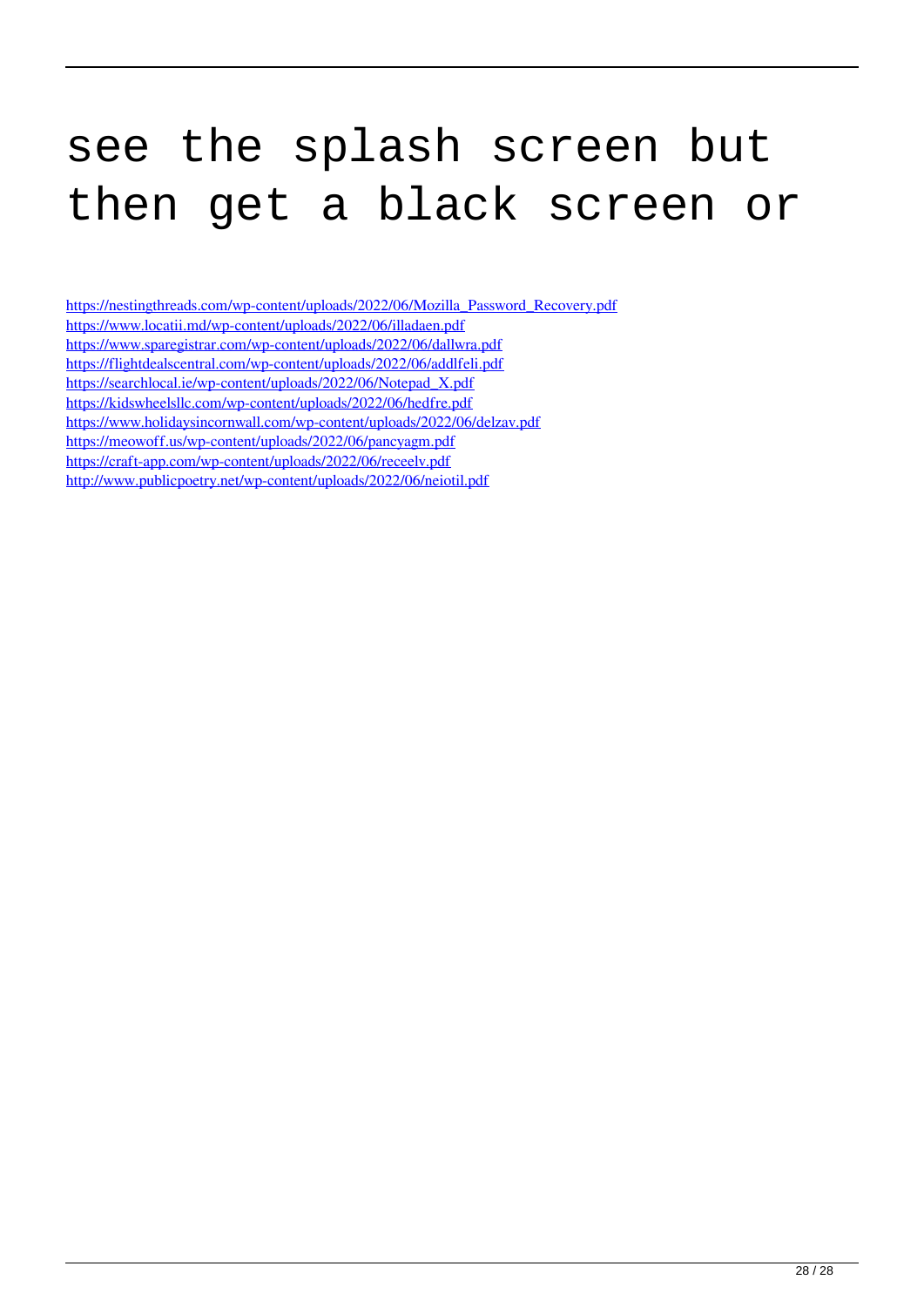# see the splash screen but then get a black screen or

https://nestingthreads.com/wp-content/uploads/2022/06/Mozilla_Password_Recovery.pdf
https://www.locatii.md/wp-content/uploads/2022/06/illadaen.pdf
https://www.sparegistrar.com/wp-content/uploads/2022/06/dallwra.pdf
https://flightdealscentral.com/wp-content/uploads/2022/06/addlfeli.pdf
https://searchlocal.ie/wp-content/uploads/2022/06/Notepad_X.pdf
https://kidswheelsllc.com/wp-content/uploads/2022/06/hedfre.pdf
https://www.holidaysincornwall.com/wp-content/uploads/2022/06/delzav.pdf
https://meowoff.us/wp-content/uploads/2022/06/pancyagm.pdf
https://craft-app.com/wp-content/uploads/2022/06/receelv.pdf
http://www.publicpoetry.net/wp-content/uploads/2022/06/neiotil.pdf